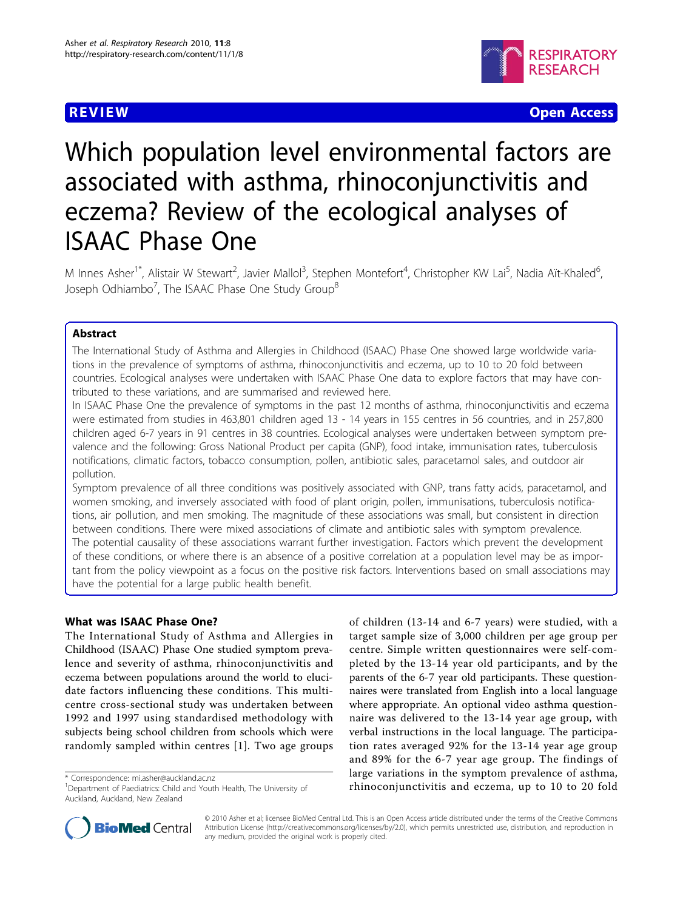REVIEW Open Access

# Which population level environmental factors are associated with asthma, rhinoconjunctivitis and eczema? Review of the ecological analyses of ISAAC Phase One

M Innes Asher[1*], Alistair W Stewart[2], Javier Mallol[3], Stephen Montefort[4], Christopher KW Lai[5], Nadia Aït-Khaled[6], Joseph Odhiambo[7], The ISAAC Phase One Study Group[8]

## Abstract

The International Study of Asthma and Allergies in Childhood (ISAAC) Phase One showed large worldwide variations in the prevalence of symptoms of asthma, rhinoconjunctivitis and eczema, up to 10 to 20 fold between countries. Ecological analyses were undertaken with ISAAC Phase One data to explore factors that may have contributed to these variations, and are summarised and reviewed here.

In ISAAC Phase One the prevalence of symptoms in the past 12 months of asthma, rhinoconjunctivitis and eczema were estimated from studies in 463,801 children aged 13 - 14 years in 155 centres in 56 countries, and in 257,800 children aged 6-7 years in 91 centres in 38 countries. Ecological analyses were undertaken between symptom prevalence and the following: Gross National Product per capita (GNP), food intake, immunisation rates, tuberculosis notifications, climatic factors, tobacco consumption, pollen, antibiotic sales, paracetamol sales, and outdoor air pollution.

Symptom prevalence of all three conditions was positively associated with GNP, trans fatty acids, paracetamol, and women smoking, and inversely associated with food of plant origin, pollen, immunisations, tuberculosis notifications, air pollution, and men smoking. The magnitude of these associations was small, but consistent in direction between conditions. There were mixed associations of climate and antibiotic sales with symptom prevalence.

The potential causality of these associations warrant further investigation. Factors which prevent the development of these conditions, or where there is an absence of a positive correlation at a population level may be as important from the policy viewpoint as a focus on the positive risk factors. Interventions based on small associations may have the potential for a large public health benefit.

## What was ISAAC Phase One?

The International Study of Asthma and Allergies in Childhood (ISAAC) Phase One studied symptom prevalence and severity of asthma, rhinoconjunctivitis and eczema between populations around the world to elucidate factors influencing these conditions. This multicentre cross-sectional study was undertaken between 1992 and 1997 using standardised methodology with subjects being school children from schools which were randomly sampled within centres [1]. Two age groups of children (13-14 and 6-7 years) were studied, with a target sample size of 3,000 children per age group per centre. Simple written questionnaires were self-completed by the 13-14 year old participants, and by the parents of the 6-7 year old participants. These questionnaires were translated from English into a local language where appropriate. An optional video asthma questionnaire was delivered to the 13-14 year age group, with verbal instructions in the local language. The participation rates averaged 92% for the 13-14 year age group and 89% for the 6-7 year age group. The findings of large variations in the symptom prevalence of asthma, rhinoconjunctivitis and eczema, up to 10 to 20 fold

\* Correspondence: mi.asher@auckland.ac.nz
[1]Department of Paediatrics: Child and Youth Health, The University of Auckland, Auckland, New Zealand

© 2010 Asher et al; licensee BioMed Central Ltd. This is an Open Access article distributed under the terms of the Creative Commons Attribution License (http://creativecommons.org/licenses/by/2.0), which permits unrestricted use, distribution, and reproduction in any medium, provided the original work is properly cited.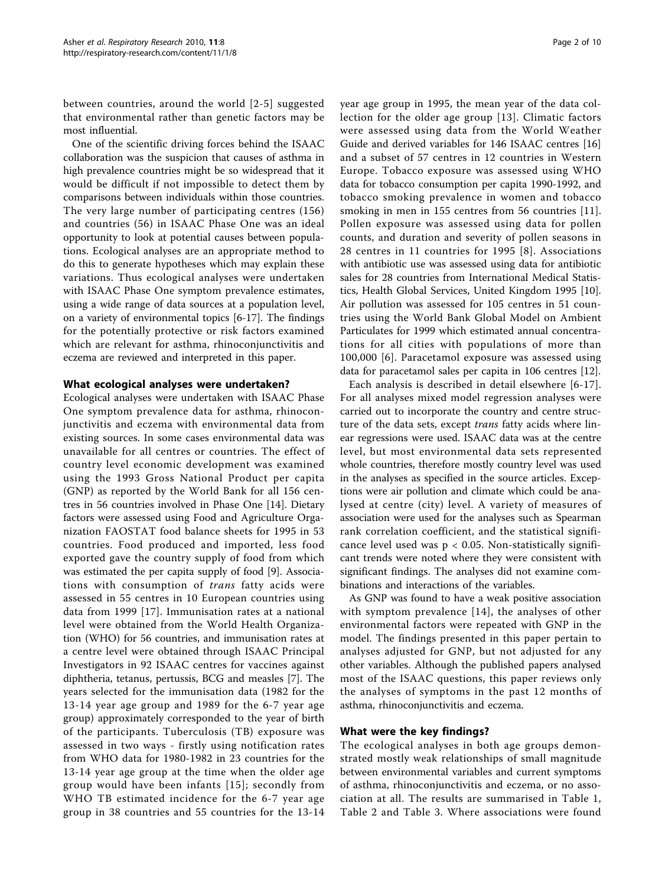between countries, around the world [2-5] suggested that environmental rather than genetic factors may be most influential.

One of the scientific driving forces behind the ISAAC collaboration was the suspicion that causes of asthma in high prevalence countries might be so widespread that it would be difficult if not impossible to detect them by comparisons between individuals within those countries. The very large number of participating centres (156) and countries (56) in ISAAC Phase One was an ideal opportunity to look at potential causes between populations. Ecological analyses are an appropriate method to do this to generate hypotheses which may explain these variations. Thus ecological analyses were undertaken with ISAAC Phase One symptom prevalence estimates, using a wide range of data sources at a population level, on a variety of environmental topics [6-17]. The findings for the potentially protective or risk factors examined which are relevant for asthma, rhinoconjunctivitis and eczema are reviewed and interpreted in this paper.

## What ecological analyses were undertaken?

Ecological analyses were undertaken with ISAAC Phase One symptom prevalence data for asthma, rhinoconjunctivitis and eczema with environmental data from existing sources. In some cases environmental data was unavailable for all centres or countries. The effect of country level economic development was examined using the 1993 Gross National Product per capita (GNP) as reported by the World Bank for all 156 centres in 56 countries involved in Phase One [14]. Dietary factors were assessed using Food and Agriculture Organization FAOSTAT food balance sheets for 1995 in 53 countries. Food produced and imported, less food exported gave the country supply of food from which was estimated the per capita supply of food [9]. Associations with consumption of *trans* fatty acids were assessed in 55 centres in 10 European countries using data from 1999 [17]. Immunisation rates at a national level were obtained from the World Health Organization (WHO) for 56 countries, and immunisation rates at a centre level were obtained through ISAAC Principal Investigators in 92 ISAAC centres for vaccines against diphtheria, tetanus, pertussis, BCG and measles [7]. The years selected for the immunisation data (1982 for the 13-14 year age group and 1989 for the 6-7 year age group) approximately corresponded to the year of birth of the participants. Tuberculosis (TB) exposure was assessed in two ways - firstly using notification rates from WHO data for 1980-1982 in 23 countries for the 13-14 year age group at the time when the older age group would have been infants [15]; secondly from WHO TB estimated incidence for the 6-7 year age group in 38 countries and 55 countries for the 13-14 year age group in 1995, the mean year of the data collection for the older age group [13]. Climatic factors were assessed using data from the World Weather Guide and derived variables for 146 ISAAC centres [16] and a subset of 57 centres in 12 countries in Western Europe. Tobacco exposure was assessed using WHO data for tobacco consumption per capita 1990-1992, and tobacco smoking prevalence in women and tobacco smoking in men in 155 centres from 56 countries [11]. Pollen exposure was assessed using data for pollen counts, and duration and severity of pollen seasons in 28 centres in 11 countries for 1995 [8]. Associations with antibiotic use was assessed using data for antibiotic sales for 28 countries from International Medical Statistics, Health Global Services, United Kingdom 1995 [10]. Air pollution was assessed for 105 centres in 51 countries using the World Bank Global Model on Ambient Particulates for 1999 which estimated annual concentrations for all cities with populations of more than 100,000 [6]. Paracetamol exposure was assessed using data for paracetamol sales per capita in 106 centres [12].

Each analysis is described in detail elsewhere [6-17]. For all analyses mixed model regression analyses were carried out to incorporate the country and centre structure of the data sets, except *trans* fatty acids where linear regressions were used. ISAAC data was at the centre level, but most environmental data sets represented whole countries, therefore mostly country level was used in the analyses as specified in the source articles. Exceptions were air pollution and climate which could be analysed at centre (city) level. A variety of measures of association were used for the analyses such as Spearman rank correlation coefficient, and the statistical significance level used was $p < 0.05$. Non-statistically significant trends were noted where they were consistent with significant findings. The analyses did not examine combinations and interactions of the variables.

As GNP was found to have a weak positive association with symptom prevalence [14], the analyses of other environmental factors were repeated with GNP in the model. The findings presented in this paper pertain to analyses adjusted for GNP, but not adjusted for any other variables. Although the published papers analysed most of the ISAAC questions, this paper reviews only the analyses of symptoms in the past 12 months of asthma, rhinoconjunctivitis and eczema.

## What were the key findings?

The ecological analyses in both age groups demonstrated mostly weak relationships of small magnitude between environmental variables and current symptoms of asthma, rhinoconjunctivitis and eczema, or no association at all. The results are summarised in Table 1, Table 2 and Table 3. Where associations were found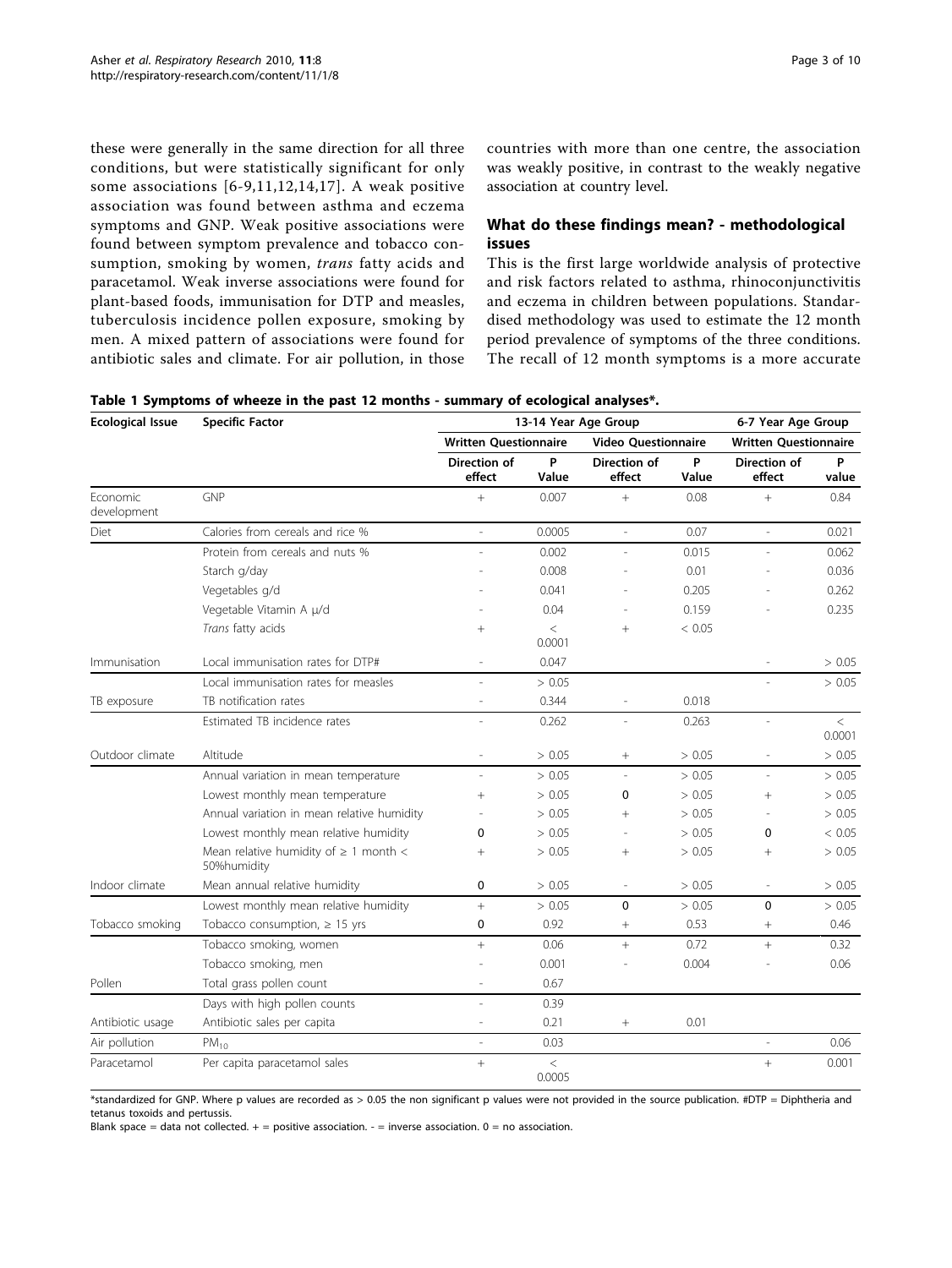these were generally in the same direction for all three conditions, but were statistically significant for only some associations [6-9,11,12,14,17]. A weak positive association was found between asthma and eczema symptoms and GNP. Weak positive associations were found between symptom prevalence and tobacco consumption, smoking by women, *trans* fatty acids and paracetamol. Weak inverse associations were found for plant-based foods, immunisation for DTP and measles, tuberculosis incidence pollen exposure, smoking by men. A mixed pattern of associations were found for antibiotic sales and climate. For air pollution, in those countries with more than one centre, the association was weakly positive, in contrast to the weakly negative association at country level.

## What do these findings mean? - methodological issues

This is the first large worldwide analysis of protective and risk factors related to asthma, rhinoconjunctivitis and eczema in children between populations. Standardised methodology was used to estimate the 12 month period prevalence of symptoms of the three conditions. The recall of 12 month symptoms is a more accurate

**Table 1 Symptoms of wheeze in the past 12 months - summary of ecological analyses*.**

| Ecological Issue | Specific Factor | 13-14 Year Age Group | | | | 6-7 Year Age Group | |
|---|---|---|---|---|---|---|---|
| | | Written Questionnaire | | Video Questionnaire | | Written Questionnaire | |
| | | Direction of effect | P Value | Direction of effect | P Value | Direction of effect | P value |
| Economic development | GNP | + | 0.007 | + | 0.08 | + | 0.84 |
| Diet | Calories from cereals and rice % | - | 0.0005 | - | 0.07 | - | 0.021 |
| | Protein from cereals and nuts % | - | 0.002 | - | 0.015 | - | 0.062 |
| | Starch g/day | - | 0.008 | - | 0.01 | - | 0.036 |
| | Vegetables g/d | - | 0.041 | - | 0.205 | - | 0.262 |
| | Vegetable Vitamin A μ/d | - | 0.04 | - | 0.159 | - | 0.235 |
| | *Trans* fatty acids | + | < 0.0001 | + | < 0.05 | | |
| Immunisation | Local immunisation rates for DTP# | - | 0.047 | | | - | > 0.05 |
| | Local immunisation rates for measles | - | > 0.05 | | | - | > 0.05 |
| TB exposure | TB notification rates | - | 0.344 | - | 0.018 | | |
| | Estimated TB incidence rates | - | 0.262 | - | 0.263 | - | < 0.0001 |
| Outdoor climate | Altitude | - | > 0.05 | + | > 0.05 | - | > 0.05 |
| | Annual variation in mean temperature | - | > 0.05 | - | > 0.05 | - | > 0.05 |
| | Lowest monthly mean temperature | + | > 0.05 | 0 | > 0.05 | + | > 0.05 |
| | Annual variation in mean relative humidity | - | > 0.05 | + | > 0.05 | - | > 0.05 |
| | Lowest monthly mean relative humidity | 0 | > 0.05 | - | > 0.05 | 0 | < 0.05 |
| | Mean relative humidity of ≥ 1 month < 50%humidity | + | > 0.05 | + | > 0.05 | + | > 0.05 |
| Indoor climate | Mean annual relative humidity | 0 | > 0.05 | - | > 0.05 | - | > 0.05 |
| | Lowest monthly mean relative humidity | + | > 0.05 | 0 | > 0.05 | 0 | > 0.05 |
| Tobacco smoking | Tobacco consumption, ≥ 15 yrs | 0 | 0.92 | + | 0.53 | + | 0.46 |
| | Tobacco smoking, women | + | 0.06 | + | 0.72 | + | 0.32 |
| | Tobacco smoking, men | - | 0.001 | - | 0.004 | - | 0.06 |
| Pollen | Total grass pollen count | - | 0.67 | | | | |
| | Days with high pollen counts | - | 0.39 | | | | |
| Antibiotic usage | Antibiotic sales per capita | - | 0.21 | + | 0.01 | | |
| Air pollution | $PM_{10}$ | - | 0.03 | | | - | 0.06 |
| Paracetamol | Per capita paracetamol sales | + | < 0.0005 | | | + | 0.001 |

*standardized for GNP. Where p values are recorded as > 0.05 the non significant p values were not provided in the source publication. #DTP = Diphtheria and tetanus toxoids and pertussis.

Blank space = data not collected. + = positive association. - = inverse association. 0 = no association.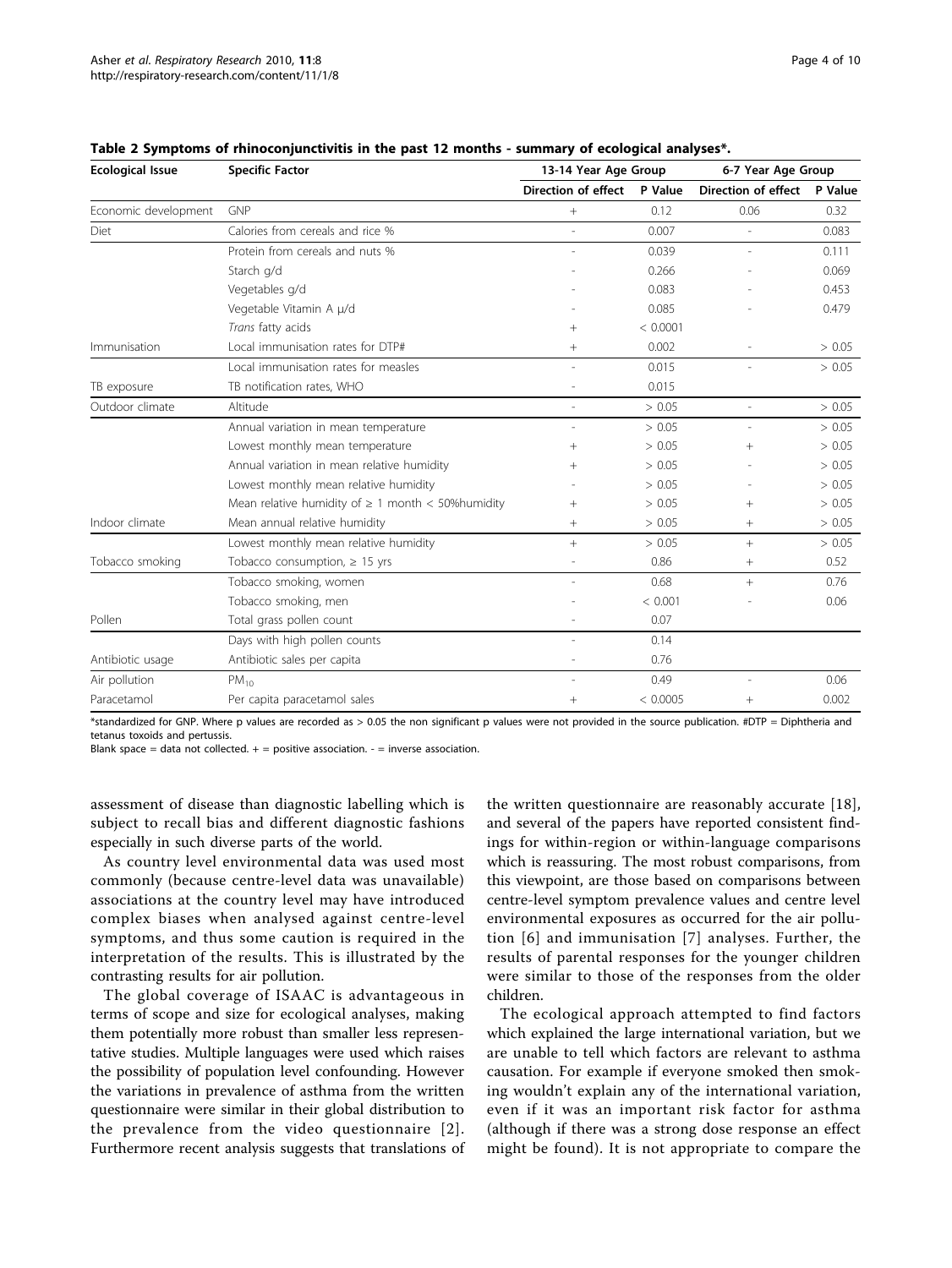**Table 2 Symptoms of rhinoconjunctivitis in the past 12 months - summary of ecological analyses*.**

| Ecological Issue | Specific Factor | 13-14 Year Age Group | | 6-7 Year Age Group | |
|---|---|---|---|---|---|
| | | Direction of effect | P Value | Direction of effect | P Value |
| Economic development | GNP | + | 0.12 | 0.06 | 0.32 |
| Diet | Calories from cereals and rice % | - | 0.007 | - | 0.083 |
| | Protein from cereals and nuts % | - | 0.039 | - | 0.111 |
| | Starch g/d | - | 0.266 | - | 0.069 |
| | Vegetables g/d | - | 0.083 | - | 0.453 |
| | Vegetable Vitamin A μ/d | - | 0.085 | - | 0.479 |
| | *Trans* fatty acids | + | < 0.0001 | | |
| Immunisation | Local immunisation rates for DTP# | + | 0.002 | - | > 0.05 |
| | Local immunisation rates for measles | - | 0.015 | - | > 0.05 |
| TB exposure | TB notification rates, WHO | - | 0.015 | | |
| Outdoor climate | Altitude | - | > 0.05 | - | > 0.05 |
| | Annual variation in mean temperature | - | > 0.05 | - | > 0.05 |
| | Lowest monthly mean temperature | + | > 0.05 | + | > 0.05 |
| | Annual variation in mean relative humidity | + | > 0.05 | - | > 0.05 |
| | Lowest monthly mean relative humidity | - | > 0.05 | - | > 0.05 |
| | Mean relative humidity of ≥ 1 month < 50%humidity | + | > 0.05 | + | > 0.05 |
| Indoor climate | Mean annual relative humidity | + | > 0.05 | + | > 0.05 |
| | Lowest monthly mean relative humidity | + | > 0.05 | + | > 0.05 |
| Tobacco smoking | Tobacco consumption, ≥ 15 yrs | - | 0.86 | + | 0.52 |
| | Tobacco smoking, women | - | 0.68 | + | 0.76 |
| | Tobacco smoking, men | - | < 0.001 | - | 0.06 |
| Pollen | Total grass pollen count | - | 0.07 | | |
| | Days with high pollen counts | - | 0.14 | | |
| Antibiotic usage | Antibiotic sales per capita | - | 0.76 | | |
| Air pollution | $PM_{10}$ | - | 0.49 | - | 0.06 |
| Paracetamol | Per capita paracetamol sales | + | < 0.0005 | + | 0.002 |

*standardized for GNP. Where p values are recorded as > 0.05 the non significant p values were not provided in the source publication. #DTP = Diphtheria and tetanus toxoids and pertussis.
Blank space = data not collected. + = positive association. - = inverse association.

assessment of disease than diagnostic labelling which is subject to recall bias and different diagnostic fashions especially in such diverse parts of the world.

As country level environmental data was used most commonly (because centre-level data was unavailable) associations at the country level may have introduced complex biases when analysed against centre-level symptoms, and thus some caution is required in the interpretation of the results. This is illustrated by the contrasting results for air pollution.

The global coverage of ISAAC is advantageous in terms of scope and size for ecological analyses, making them potentially more robust than smaller less representative studies. Multiple languages were used which raises the possibility of population level confounding. However the variations in prevalence of asthma from the written questionnaire were similar in their global distribution to the prevalence from the video questionnaire [2]. Furthermore recent analysis suggests that translations of the written questionnaire are reasonably accurate [18], and several of the papers have reported consistent findings for within-region or within-language comparisons which is reassuring. The most robust comparisons, from this viewpoint, are those based on comparisons between centre-level symptom prevalence values and centre level environmental exposures as occurred for the air pollution [6] and immunisation [7] analyses. Further, the results of parental responses for the younger children were similar to those of the responses from the older children.

The ecological approach attempted to find factors which explained the large international variation, but we are unable to tell which factors are relevant to asthma causation. For example if everyone smoked then smoking wouldn't explain any of the international variation, even if it was an important risk factor for asthma (although if there was a strong dose response an effect might be found). It is not appropriate to compare the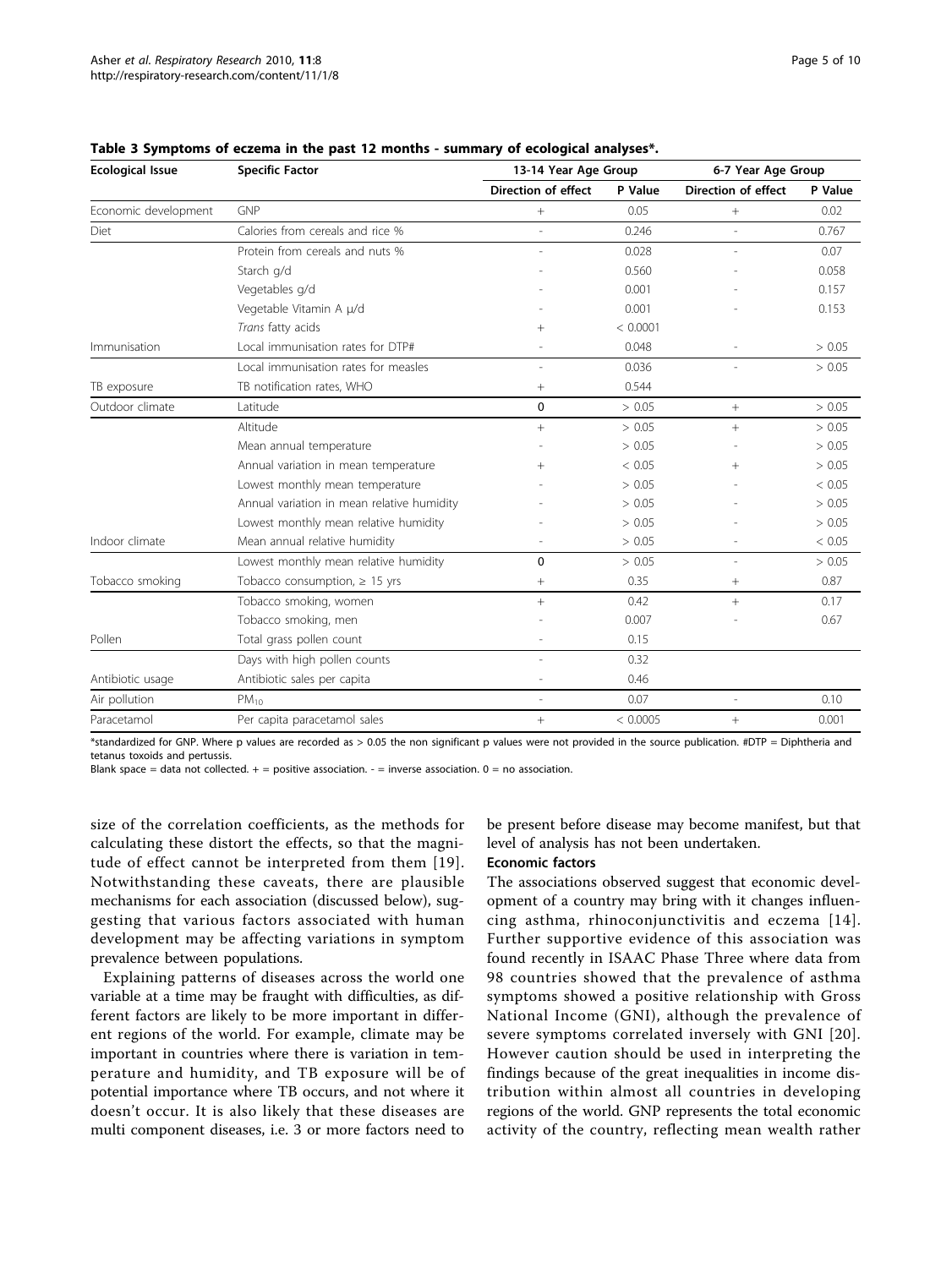**Table 3 Symptoms of eczema in the past 12 months - summary of ecological analyses*.**

| Ecological Issue | Specific Factor | 13-14 Year Age Group | | 6-7 Year Age Group | |
|---|---|---|---|---|---|
| | | Direction of effect | P Value | Direction of effect | P Value |
| Economic development | GNP | + | 0.05 | + | 0.02 |
| Diet | Calories from cereals and rice % | - | 0.246 | - | 0.767 |
| | Protein from cereals and nuts % | - | 0.028 | - | 0.07 |
| | Starch g/d | - | 0.560 | - | 0.058 |
| | Vegetables g/d | - | 0.001 | - | 0.157 |
| | Vegetable Vitamin A μ/d | - | 0.001 | - | 0.153 |
| | *Trans* fatty acids | + | < 0.0001 | | |
| Immunisation | Local immunisation rates for DTP# | - | 0.048 | - | > 0.05 |
| | Local immunisation rates for measles | - | 0.036 | - | > 0.05 |
| TB exposure | TB notification rates, WHO | + | 0.544 | | |
| Outdoor climate | Latitude | 0 | > 0.05 | + | > 0.05 |
| | Altitude | + | > 0.05 | + | > 0.05 |
| | Mean annual temperature | - | > 0.05 | - | > 0.05 |
| | Annual variation in mean temperature | + | < 0.05 | + | > 0.05 |
| | Lowest monthly mean temperature | - | > 0.05 | - | < 0.05 |
| | Annual variation in mean relative humidity | - | > 0.05 | - | > 0.05 |
| | Lowest monthly mean relative humidity | - | > 0.05 | - | > 0.05 |
| Indoor climate | Mean annual relative humidity | - | > 0.05 | - | < 0.05 |
| | Lowest monthly mean relative humidity | 0 | > 0.05 | - | > 0.05 |
| Tobacco smoking | Tobacco consumption, ≥ 15 yrs | + | 0.35 | + | 0.87 |
| | Tobacco smoking, women | + | 0.42 | + | 0.17 |
| | Tobacco smoking, men | - | 0.007 | - | 0.67 |
| Pollen | Total grass pollen count | - | 0.15 | | |
| | Days with high pollen counts | - | 0.32 | | |
| Antibiotic usage | Antibiotic sales per capita | - | 0.46 | | |
| Air pollution | $PM_{10}$ | - | 0.07 | - | 0.10 |
| Paracetamol | Per capita paracetamol sales | + | < 0.0005 | + | 0.001 |

*standardized for GNP. Where p values are recorded as > 0.05 the non significant p values were not provided in the source publication. #DTP = Diphtheria and tetanus toxoids and pertussis.
Blank space = data not collected. + = positive association. - = inverse association. 0 = no association.

size of the correlation coefficients, as the methods for calculating these distort the effects, so that the magnitude of effect cannot be interpreted from them [19]. Notwithstanding these caveats, there are plausible mechanisms for each association (discussed below), suggesting that various factors associated with human development may be affecting variations in symptom prevalence between populations.

Explaining patterns of diseases across the world one variable at a time may be fraught with difficulties, as different factors are likely to be more important in different regions of the world. For example, climate may be important in countries where there is variation in temperature and humidity, and TB exposure will be of potential importance where TB occurs, and not where it doesn't occur. It is also likely that these diseases are multi component diseases, i.e. 3 or more factors need to be present before disease may become manifest, but that level of analysis has not been undertaken.

### Economic factors

The associations observed suggest that economic development of a country may bring with it changes influencing asthma, rhinoconjunctivitis and eczema [14]. Further supportive evidence of this association was found recently in ISAAC Phase Three where data from 98 countries showed that the prevalence of asthma symptoms showed a positive relationship with Gross National Income (GNI), although the prevalence of severe symptoms correlated inversely with GNI [20]. However caution should be used in interpreting the findings because of the great inequalities in income distribution within almost all countries in developing regions of the world. GNP represents the total economic activity of the country, reflecting mean wealth rather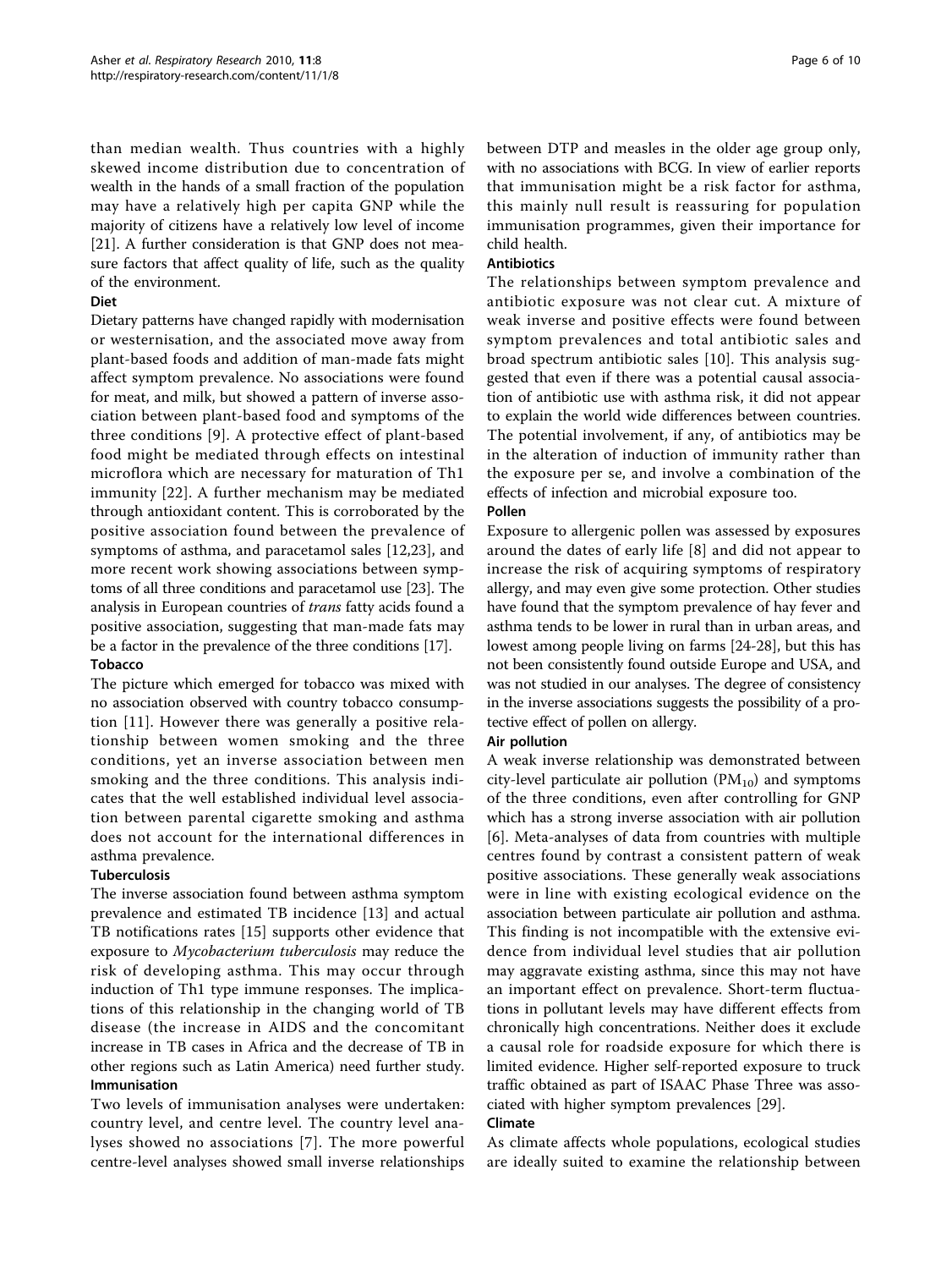than median wealth. Thus countries with a highly skewed income distribution due to concentration of wealth in the hands of a small fraction of the population may have a relatively high per capita GNP while the majority of citizens have a relatively low level of income [21]. A further consideration is that GNP does not measure factors that affect quality of life, such as the quality of the environment.

### Diet

Dietary patterns have changed rapidly with modernisation or westernisation, and the associated move away from plant-based foods and addition of man-made fats might affect symptom prevalence. No associations were found for meat, and milk, but showed a pattern of inverse association between plant-based food and symptoms of the three conditions [9]. A protective effect of plant-based food might be mediated through effects on intestinal microflora which are necessary for maturation of Th1 immunity [22]. A further mechanism may be mediated through antioxidant content. This is corroborated by the positive association found between the prevalence of symptoms of asthma, and paracetamol sales [12,23], and more recent work showing associations between symptoms of all three conditions and paracetamol use [23]. The analysis in European countries of *trans* fatty acids found a positive association, suggesting that man-made fats may be a factor in the prevalence of the three conditions [17].

### Tobacco

The picture which emerged for tobacco was mixed with no association observed with country tobacco consumption [11]. However there was generally a positive relationship between women smoking and the three conditions, yet an inverse association between men smoking and the three conditions. This analysis indicates that the well established individual level association between parental cigarette smoking and asthma does not account for the international differences in asthma prevalence.

### Tuberculosis

The inverse association found between asthma symptom prevalence and estimated TB incidence [13] and actual TB notifications rates [15] supports other evidence that exposure to *Mycobacterium tuberculosis* may reduce the risk of developing asthma. This may occur through induction of Th1 type immune responses. The implications of this relationship in the changing world of TB disease (the increase in AIDS and the concomitant increase in TB cases in Africa and the decrease of TB in other regions such as Latin America) need further study.

### Immunisation

Two levels of immunisation analyses were undertaken: country level, and centre level. The country level analyses showed no associations [7]. The more powerful centre-level analyses showed small inverse relationships between DTP and measles in the older age group only, with no associations with BCG. In view of earlier reports that immunisation might be a risk factor for asthma, this mainly null result is reassuring for population immunisation programmes, given their importance for child health.

### Antibiotics

The relationships between symptom prevalence and antibiotic exposure was not clear cut. A mixture of weak inverse and positive effects were found between symptom prevalences and total antibiotic sales and broad spectrum antibiotic sales [10]. This analysis suggested that even if there was a potential causal association of antibiotic use with asthma risk, it did not appear to explain the world wide differences between countries. The potential involvement, if any, of antibiotics may be in the alteration of induction of immunity rather than the exposure per se, and involve a combination of the effects of infection and microbial exposure too.

### Pollen

Exposure to allergenic pollen was assessed by exposures around the dates of early life [8] and did not appear to increase the risk of acquiring symptoms of respiratory allergy, and may even give some protection. Other studies have found that the symptom prevalence of hay fever and asthma tends to be lower in rural than in urban areas, and lowest among people living on farms [24-28], but this has not been consistently found outside Europe and USA, and was not studied in our analyses. The degree of consistency in the inverse associations suggests the possibility of a protective effect of pollen on allergy.

### Air pollution

A weak inverse relationship was demonstrated between city-level particulate air pollution ($PM_{10}$) and symptoms of the three conditions, even after controlling for GNP which has a strong inverse association with air pollution [6]. Meta-analyses of data from countries with multiple centres found by contrast a consistent pattern of weak positive associations. These generally weak associations were in line with existing ecological evidence on the association between particulate air pollution and asthma. This finding is not incompatible with the extensive evidence from individual level studies that air pollution may aggravate existing asthma, since this may not have an important effect on prevalence. Short-term fluctuations in pollutant levels may have different effects from chronically high concentrations. Neither does it exclude a causal role for roadside exposure for which there is limited evidence. Higher self-reported exposure to truck traffic obtained as part of ISAAC Phase Three was associated with higher symptom prevalences [29].

### Climate

As climate affects whole populations, ecological studies are ideally suited to examine the relationship between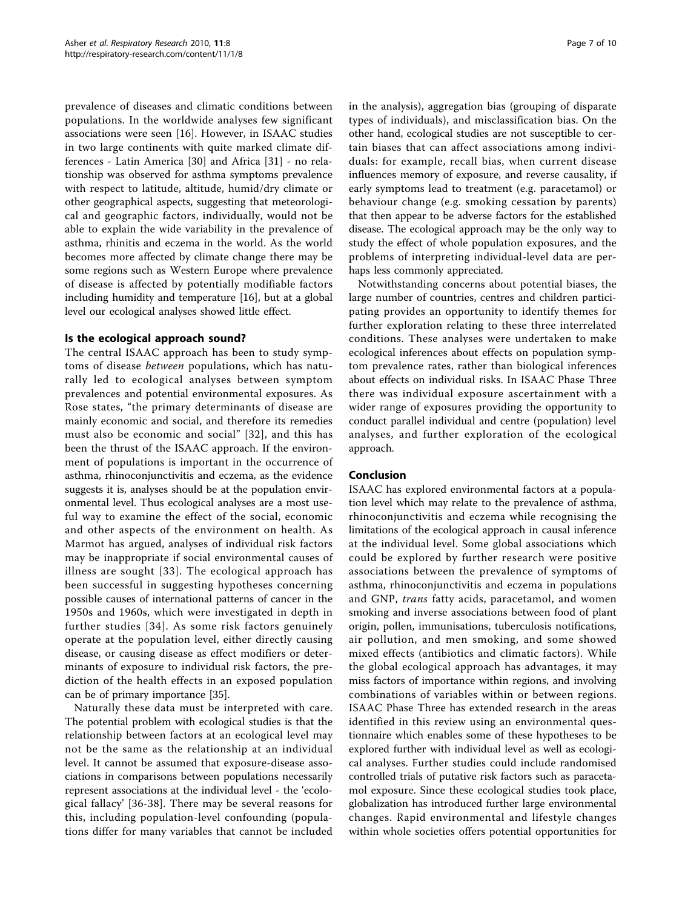prevalence of diseases and climatic conditions between populations. In the worldwide analyses few significant associations were seen [16]. However, in ISAAC studies in two large continents with quite marked climate differences - Latin America [30] and Africa [31] - no relationship was observed for asthma symptoms prevalence with respect to latitude, altitude, humid/dry climate or other geographical aspects, suggesting that meteorological and geographic factors, individually, would not be able to explain the wide variability in the prevalence of asthma, rhinitis and eczema in the world. As the world becomes more affected by climate change there may be some regions such as Western Europe where prevalence of disease is affected by potentially modifiable factors including humidity and temperature [16], but at a global level our ecological analyses showed little effect.

## Is the ecological approach sound?

The central ISAAC approach has been to study symptoms of disease *between* populations, which has naturally led to ecological analyses between symptom prevalences and potential environmental exposures. As Rose states, "the primary determinants of disease are mainly economic and social, and therefore its remedies must also be economic and social" [32], and this has been the thrust of the ISAAC approach. If the environment of populations is important in the occurrence of asthma, rhinoconjunctivitis and eczema, as the evidence suggests it is, analyses should be at the population environmental level. Thus ecological analyses are a most useful way to examine the effect of the social, economic and other aspects of the environment on health. As Marmot has argued, analyses of individual risk factors may be inappropriate if social environmental causes of illness are sought [33]. The ecological approach has been successful in suggesting hypotheses concerning possible causes of international patterns of cancer in the 1950s and 1960s, which were investigated in depth in further studies [34]. As some risk factors genuinely operate at the population level, either directly causing disease, or causing disease as effect modifiers or determinants of exposure to individual risk factors, the prediction of the health effects in an exposed population can be of primary importance [35].

Naturally these data must be interpreted with care. The potential problem with ecological studies is that the relationship between factors at an ecological level may not be the same as the relationship at an individual level. It cannot be assumed that exposure-disease associations in comparisons between populations necessarily represent associations at the individual level - the 'ecological fallacy' [36-38]. There may be several reasons for this, including population-level confounding (populations differ for many variables that cannot be included in the analysis), aggregation bias (grouping of disparate types of individuals), and misclassification bias. On the other hand, ecological studies are not susceptible to certain biases that can affect associations among individuals: for example, recall bias, when current disease influences memory of exposure, and reverse causality, if early symptoms lead to treatment (e.g. paracetamol) or behaviour change (e.g. smoking cessation by parents) that then appear to be adverse factors for the established disease. The ecological approach may be the only way to study the effect of whole population exposures, and the problems of interpreting individual-level data are perhaps less commonly appreciated.

Notwithstanding concerns about potential biases, the large number of countries, centres and children participating provides an opportunity to identify themes for further exploration relating to these three interrelated conditions. These analyses were undertaken to make ecological inferences about effects on population symptom prevalence rates, rather than biological inferences about effects on individual risks. In ISAAC Phase Three there was individual exposure ascertainment with a wider range of exposures providing the opportunity to conduct parallel individual and centre (population) level analyses, and further exploration of the ecological approach.

## Conclusion

ISAAC has explored environmental factors at a population level which may relate to the prevalence of asthma, rhinoconjunctivitis and eczema while recognising the limitations of the ecological approach in causal inference at the individual level. Some global associations which could be explored by further research were positive associations between the prevalence of symptoms of asthma, rhinoconjunctivitis and eczema in populations and GNP, *trans* fatty acids, paracetamol, and women smoking and inverse associations between food of plant origin, pollen, immunisations, tuberculosis notifications, air pollution, and men smoking, and some showed mixed effects (antibiotics and climatic factors). While the global ecological approach has advantages, it may miss factors of importance within regions, and involving combinations of variables within or between regions. ISAAC Phase Three has extended research in the areas identified in this review using an environmental questionnaire which enables some of these hypotheses to be explored further with individual level as well as ecological analyses. Further studies could include randomised controlled trials of putative risk factors such as paracetamol exposure. Since these ecological studies took place, globalization has introduced further large environmental changes. Rapid environmental and lifestyle changes within whole societies offers potential opportunities for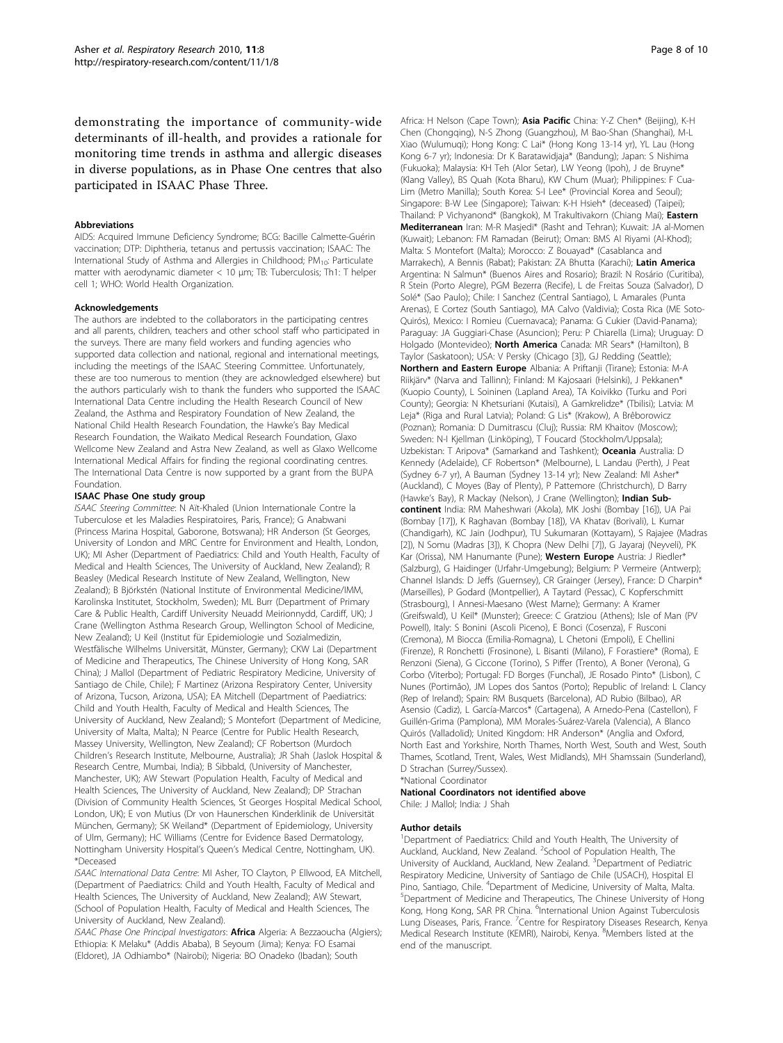demonstrating the importance of community-wide determinants of ill-health, and provides a rationale for monitoring time trends in asthma and allergic diseases in diverse populations, as in Phase One centres that also participated in ISAAC Phase Three.

#### Abbreviations

AIDS: Acquired Immune Deficiency Syndrome; BCG: Bacille Calmette-Guérin vaccination; DTP: Diphtheria, tetanus and pertussis vaccination; ISAAC: The International Study of Asthma and Allergies in Childhood; $PM_{10}$: Particulate matter with aerodynamic diameter < 10 μm; TB: Tuberculosis; Th1: T helper cell 1; WHO: World Health Organization.

#### Acknowledgements

The authors are indebted to the collaborators in the participating centres and all parents, children, teachers and other school staff who participated in the surveys. There are many field workers and funding agencies who supported data collection and national, regional and international meetings, including the meetings of the ISAAC Steering Committee. Unfortunately, these are too numerous to mention (they are acknowledged elsewhere) but the authors particularly wish to thank the funders who supported the ISAAC International Data Centre including the Health Research Council of New Zealand, the Asthma and Respiratory Foundation of New Zealand, the National Child Health Research Foundation, the Hawke's Bay Medical Research Foundation, the Waikato Medical Research Foundation, Glaxo Wellcome New Zealand and Astra New Zealand, as well as Glaxo Wellcome International Medical Affairs for finding the regional coordinating centres. The International Data Centre is now supported by a grant from the BUPA Foundation.

#### ISAAC Phase One study group

*ISAAC Steering Committee*: N Aït-Khaled (Union Internationale Contre la Tuberculose et les Maladies Respiratoires, Paris, France); G Anabwani (Princess Marina Hospital, Gaborone, Botswana); HR Anderson (St Georges, University of London and MRC Centre for Environment and Health, London, UK); MI Asher (Department of Paediatrics: Child and Youth Health, Faculty of Medical and Health Sciences, The University of Auckland, New Zealand); R Beasley (Medical Research Institute of New Zealand, Wellington, New Zealand); B Björkstén (National Institute of Environmental Medicine/IMM, Karolinska Institutet, Stockholm, Sweden); ML Burr (Department of Primary Care & Public Health, Cardiff University Neuadd Meirionnydd, Cardiff, UK); J Crane (Wellington Asthma Research Group, Wellington School of Medicine, New Zealand); U Keil (Institut für Epidemiologie und Sozialmedizin, Westfälische Wilhelms Universität, Münster, Germany); CKW Lai (Department of Medicine and Therapeutics, The Chinese University of Hong Kong, SAR China); J Mallol (Department of Pediatric Respiratory Medicine, University of Santiago de Chile, Chile); F Martinez (Arizona Respiratory Center, University of Arizona, Tucson, Arizona, USA); EA Mitchell (Department of Paediatrics: Child and Youth Health, Faculty of Medical and Health Sciences, The University of Auckland, New Zealand); S Montefort (Department of Medicine, University of Malta, Malta); N Pearce (Centre for Public Health Research, Massey University, Wellington, New Zealand); CF Robertson (Murdoch Children's Research Institute, Melbourne, Australia); JR Shah (Jaslok Hospital & Research Centre, Mumbai, India); B Sibbald, (University of Manchester, Manchester, UK); AW Stewart (Population Health, Faculty of Medical and Health Sciences, The University of Auckland, New Zealand); DP Strachan (Division of Community Health Sciences, St Georges Hospital Medical School, London, UK); E von Mutius (Dr von Haunerschen Kinderklinik de Universität München, Germany); SK Weiland* (Department of Epidemiology, University of Ulm, Germany); HC Williams (Centre for Evidence Based Dermatology, Nottingham University Hospital's Queen's Medical Centre, Nottingham, UK).
*Deceased

*ISAAC International Data Centre*: MI Asher, TO Clayton, P Ellwood, EA Mitchell, (Department of Paediatrics: Child and Youth Health, Faculty of Medical and Health Sciences, The University of Auckland, New Zealand); AW Stewart, (School of Population Health, Faculty of Medical and Health Sciences, The University of Auckland, New Zealand).

*ISAAC Phase One Principal Investigators*: **Africa** Algeria: A Bezzaoucha (Algiers); Ethiopia: K Melaku* (Addis Ababa), B Seyoum (Jima); Kenya: FO Esamai (Eldoret), JA Odhiambo* (Nairobi); Nigeria: BO Onadeko (Ibadan); South Africa: H Nelson (Cape Town); **Asia Pacific** China: Y-Z Chen* (Beijing), K-H Chen (Chongqing), N-S Zhong (Guangzhou), M Bao-Shan (Shanghai), M-L Xiao (Wulumuqi); Hong Kong: C Lai* (Hong Kong 13-14 yr), YL Lau (Hong Kong 6-7 yr); Indonesia: Dr K Baratawidjaja* (Bandung); Japan: S Nishima (Fukuoka); Malaysia: KH Teh (Alor Setar), LW Yeong (Ipoh), J de Bruyne* (Klang Valley), BS Quah (Kota Bharu), KW Chum (Muar); Philippines: F Cua-Lim (Metro Manilla); South Korea: S-I Lee* (Provincial Korea and Seoul); Singapore: B-W Lee (Singapore); Taiwan: K-H Hsieh* (deceased) (Taipei); Thailand: P Vichyanond* (Bangkok), M Trakultivakorn (Chiang Mai); **Eastern Mediterranean** Iran: M-R Masjedi* (Rasht and Tehran); Kuwait: JA al-Momen (Kuwait); Lebanon: FM Ramadan (Beirut); Oman: BMS Al Riyami (Al-Khod); Malta: S Montefort (Malta); Morocco: Z Bouayad* (Casablanca and Marrakech), A Bennis (Rabat); Pakistan: ZA Bhutta (Karachi); **Latin America** Argentina: N Salmun* (Buenos Aires and Rosario); Brazil: N Rosário (Curitiba), R Stein (Porto Alegre), PGM Bezerra (Recife), L de Freitas Souza (Salvador), D Solé* (Sao Paulo); Chile: I Sanchez (Central Santiago), L Amarales (Punta Arenas), E Cortez (South Santiago), MA Calvo (Valdivia); Costa Rica (ME Soto-Quirós), Mexico: I Romieu (Cuernavaca); Panama: G Cukier (David-Panama); Paraguay: JA Guggiari-Chase (Asuncion); Peru: P Chiarella (Lima); Uruguay: D Holgado (Montevideo); **North America** Canada: MR Sears* (Hamilton), B Taylor (Saskatoon); USA: V Persky (Chicago [3]), GJ Redding (Seattle); **Northern and Eastern Europe** Albania: A Priftanji (Tirane); Estonia: M-A Riikjärv* (Narva and Tallinn); Finland: M Kajosaari (Helsinki), J Pekkanen* (Kuopio County), L Soininen (Lapland Area), TA Koivikko (Turku and Pori County); Georgia: N Khetsuriani (Kutaisi), A Gamkrelidze* (Tbilisi); Latvia: M Leja* (Riga and Rural Latvia); Poland: G Lis* (Krakow), A Brêborowicz (Poznan); Romania: D Dumitrascu (Cluj); Russia: RM Khaitov (Moscow); Sweden: N-I Kjellman (Linköping), T Foucard (Stockholm/Uppsala); Uzbekistan: T Aripova* (Samarkand and Tashkent); **Oceania** Australia: D Kennedy (Adelaide), CF Robertson* (Melbourne), L Landau (Perth), J Peat (Sydney 6-7 yr), A Bauman (Sydney 13-14 yr); New Zealand: MI Asher* (Auckland), C Moyes (Bay of Plenty), P Pattemore (Christchurch), D Barry (Hawke's Bay), R Mackay (Nelson), J Crane (Wellington); **Indian Sub-continent** India: RM Maheshwari (Akola), MK Joshi (Bombay [16]), UA Pai (Bombay [17]), K Raghavan (Bombay [18]), VA Khatav (Borivali), L Kumar (Chandigarh), KC Jain (Jodhpur), TU Sukumaran (Kottayam), S Rajajee (Madras [2]), N Somu (Madras [3]), K Chopra (New Delhi [7]), G Jayaraj (Neyveli), PK Kar (Orissa), NM Hanumante (Pune); **Western Europe** Austria: J Riedler* (Salzburg), G Haidinger (Urfahr-Umgebung); Belgium: P Vermeire (Antwerp); Channel Islands: D Jeffs (Guernsey), CR Grainger (Jersey), France: D Charpin* (Marseilles), P Godard (Montpellier), A Taytard (Pessac), C Kopferschmitt (Strasbourg), I Annesi-Maesano (West Marne); Germany: A Kramer (Greifswald), U Keil* (Munster); Greece: C Gratziou (Athens); Isle of Man (PV Powell), Italy: S Bonini (Ascoli Piceno), E Bonci (Cosenza), F Rusconi (Cremona), M Biocca (Emilia-Romagna), L Chetoni (Empoli), E Chellini (Firenze), R Ronchetti (Frosinone), L Bisanti (Milano), F Forastiere* (Roma), E Renzoni (Siena), G Ciccone (Torino), S Piffer (Trento), A Boner (Verona), G Corbo (Viterbo); Portugal: FD Borges (Funchal), JE Rosado Pinto* (Lisbon), C Nunes (Portimão), JM Lopes dos Santos (Porto); Republic of Ireland: L Clancy (Rep of Ireland); Spain: RM Busquets (Barcelona), AD Rubio (Bilbao), AR Asensio (Cadiz), L García-Marcos* (Cartagena), A Arnedo-Pena (Castellon), F Guillén-Grima (Pamplona), MM Morales-Suárez-Varela (Valencia), A Blanco Quirós (Valladolid); United Kingdom: HR Anderson* (Anglia and Oxford, North East and Yorkshire, North Thames, North West, South and West, South Thames, Scotland, Trent, Wales, West Midlands), MH Shamssain (Sunderland), D Strachan (Surrey/Sussex).
*National Coordinator

#### National Coordinators not identified above

Chile: J Mallol; India: J Shah

#### Author details

[1]Department of Paediatrics: Child and Youth Health, The University of Auckland, Auckland, New Zealand. [2]School of Population Health, The University of Auckland, Auckland, New Zealand. [3]Department of Pediatric Respiratory Medicine, University of Santiago de Chile (USACH), Hospital El Pino, Santiago, Chile. [4]Department of Medicine, University of Malta, Malta. [5]Department of Medicine and Therapeutics, The Chinese University of Hong Kong, Hong Kong, SAR PR China. [6]International Union Against Tuberculosis Lung Diseases, Paris, France. [7]Centre for Respiratory Diseases Research, Kenya Medical Research Institute (KEMRI), Nairobi, Kenya. [8]Members listed at the end of the manuscript.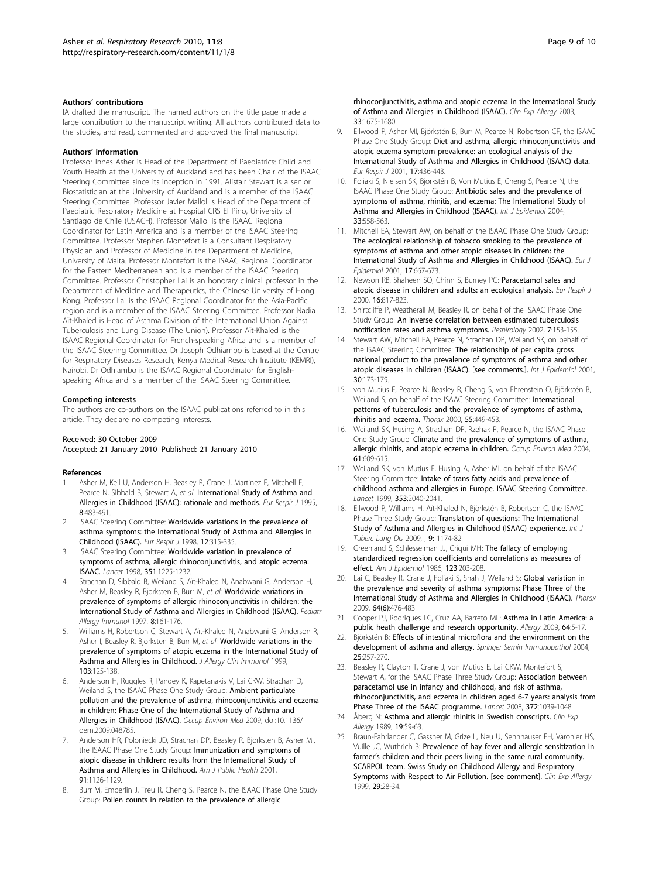### Authors' contributions

IA drafted the manuscript. The named authors on the title page made a large contribution to the manuscript writing. All authors contributed data to the studies, and read, commented and approved the final manuscript.

### Authors' information

Professor Innes Asher is Head of the Department of Paediatrics: Child and Youth Health at the University of Auckland and has been Chair of the ISAAC Steering Committee since its inception in 1991. Alistair Stewart is a senior Biostatistician at the University of Auckland and is a member of the ISAAC Steering Committee. Professor Javier Mallol is Head of the Department of Paediatric Respiratory Medicine at Hospital CRS El Pino, University of Santiago de Chile (USACH). Professor Mallol is the ISAAC Regional Coordinator for Latin America and is a member of the ISAAC Steering Committee. Professor Stephen Montefort is a Consultant Respiratory Physician and Professor of Medicine in the Department of Medicine, University of Malta. Professor Montefort is the ISAAC Regional Coordinator for the Eastern Mediterranean and is a member of the ISAAC Steering Committee. Professor Christopher Lai is an honorary clinical professor in the Department of Medicine and Therapeutics, the Chinese University of Hong Kong. Professor Lai is the ISAAC Regional Coordinator for the Asia-Pacific region and is a member of the ISAAC Steering Committee. Professor Nadia Aït-Khaled is Head of Asthma Division of the International Union Against Tuberculosis and Lung Disease (The Union). Professor Aït-Khaled is the ISAAC Regional Coordinator for French-speaking Africa and is a member of the ISAAC Steering Committee. Dr Joseph Odhiambo is based at the Centre for Respiratory Diseases Research, Kenya Medical Research Institute (KEMRI), Nairobi. Dr Odhiambo is the ISAAC Regional Coordinator for English-speaking Africa and is a member of the ISAAC Steering Committee.

### Competing interests

The authors are co-authors on the ISAAC publications referred to in this article. They declare no competing interests.

Received: 30 October 2009
Accepted: 21 January 2010 Published: 21 January 2010

### References

1. Asher M, Keil U, Anderson H, Beasley R, Crane J, Martinez F, Mitchell E, Pearce N, Sibbald B, Stewart A, *et al*: **International Study of Asthma and Allergies in Childhood (ISAAC): rationale and methods.** *Eur Respir J* 1995, **8**:483-491.
2. ISAAC Steering Committee: **Worldwide variations in the prevalence of asthma symptoms: the International Study of Asthma and Allergies in Childhood (ISAAC).** *Eur Respir J* 1998, **12**:315-335.
3. ISAAC Steering Committee: **Worldwide variation in prevalence of symptoms of asthma, allergic rhinoconjunctivitis, and atopic eczema: ISAAC.** *Lancet* 1998, **351**:1225-1232.
4. Strachan D, Sibbald B, Weiland S, Aït-Khaled N, Anabwani G, Anderson H, Asher M, Beasley R, Bjorksten B, Burr M, *et al*: **Worldwide variations in prevalence of symptoms of allergic rhinoconjunctivitis in children: the International Study of Asthma and Allergies in Childhood (ISAAC).** *Pediatr Allergy Immunol* 1997, **8**:161-176.
5. Williams H, Robertson C, Stewart A, Aït-Khaled N, Anabwani G, Anderson R, Asher I, Beasley R, Bjorksten B, Burr M, *et al*: **Worldwide variations in the prevalence of symptoms of atopic eczema in the International Study of Asthma and Allergies in Childhood.** *J Allergy Clin Immunol* 1999, **103**:125-138.
6. Anderson H, Ruggles R, Pandey K, Kapetanakis V, Lai CKW, Strachan D, Weiland S, the ISAAC Phase One Study Group: **Ambient particulate pollution and the prevalence of asthma, rhinoconjunctivitis and eczema in children: Phase One of the International Study of Asthma and Allergies in Childhood (ISAAC).** *Occup Environ Med* 2009, doi:10.1136/oem.2009.048785.
7. Anderson HR, Poloniecki JD, Strachan DP, Beasley R, Bjorksten B, Asher MI, the ISAAC Phase One Study Group: **Immunization and symptoms of atopic disease in children: results from the International Study of Asthma and Allergies in Childhood.** *Am J Public Health* 2001, **91**:1126-1129.
8. Burr M, Emberlin J, Treu R, Cheng S, Pearce N, the ISAAC Phase One Study Group: **Pollen counts in relation to the prevalence of allergic rhinoconjunctivitis, asthma and atopic eczema in the International Study of Asthma and Allergies in Childhood (ISAAC).** *Clin Exp Allergy* 2003, **33**:1675-1680.
9. Ellwood P, Asher MI, Björkstén B, Burr M, Pearce N, Robertson CF, the ISAAC Phase One Study Group: **Diet and asthma, allergic rhinoconjunctivitis and atopic eczema symptom prevalence: an ecological analysis of the International Study of Asthma and Allergies in Childhood (ISAAC) data.** *Eur Respir J* 2001, **17**:436-443.
10. Foliaki S, Nielsen SK, Björkstén B, Von Mutius E, Cheng S, Pearce N, the ISAAC Phase One Study Group: **Antibiotic sales and the prevalence of symptoms of asthma, rhinitis, and eczema: The International Study of Asthma and Allergies in Childhood (ISAAC).** *Int J Epidemiol* 2004, **33**:558-563.
11. Mitchell EA, Stewart AW, on behalf of the ISAAC Phase One Study Group: **The ecological relationship of tobacco smoking to the prevalence of symptoms of asthma and other atopic diseases in children: the International Study of Asthma and Allergies in Childhood (ISAAC).** *Eur J Epidemiol* 2001, **17**:667-673.
12. Newson RB, Shaheen SO, Chinn S, Burney PG: **Paracetamol sales and atopic disease in children and adults: an ecological analysis.** *Eur Respir J* 2000, **16**:817-823.
13. Shirtcliffe P, Weatherall M, Beasley R, on behalf of the ISAAC Phase One Study Group: **An inverse correlation between estimated tuberculosis notification rates and asthma symptoms.** *Respirology* 2002, **7**:153-155.
14. Stewart AW, Mitchell EA, Pearce N, Strachan DP, Weiland SK, on behalf of the ISAAC Steering Committee: **The relationship of per capita gross national product to the prevalence of symptoms of asthma and other atopic diseases in children (ISAAC). [see comments.].** *Int J Epidemiol* 2001, **30**:173-179.
15. von Mutius E, Pearce N, Beasley R, Cheng S, von Ehrenstein O, Björkstén B, Weiland S, on behalf of the ISAAC Steering Committee: **International patterns of tuberculosis and the prevalence of symptoms of asthma, rhinitis and eczema.** *Thorax* 2000, **55**:449-453.
16. Weiland SK, Husing A, Strachan DP, Rzehak P, Pearce N, the ISAAC Phase One Study Group: **Climate and the prevalence of symptoms of asthma, allergic rhinitis, and atopic eczema in children.** *Occup Environ Med* 2004, **61**:609-615.
17. Weiland SK, von Mutius E, Husing A, Asher MI, on behalf of the ISAAC Steering Committee: **Intake of trans fatty acids and prevalence of childhood asthma and allergies in Europe. ISAAC Steering Committee.** *Lancet* 1999, **353**:2040-2041.
18. Ellwood P, Williams H, Aït-Khaled N, Björkstén B, Robertson C, the ISAAC Phase Three Study Group: **Translation of questions: The International Study of Asthma and Allergies in Childhood (ISAAC) experience.** *Int J Tuberc Lung Dis* 2009, , **9**: 1174-82.
19. Greenland S, Schlesselman JJ, Criqui MH: **The fallacy of employing standardized regression coefficients and correlations as measures of effect.** *Am J Epidemiol* 1986, **123**:203-208.
20. Lai C, Beasley R, Crane J, Foliaki S, Shah J, Weiland S: **Global variation in the prevalence and severity of asthma symptoms: Phase Three of the International Study of Asthma and Allergies in Childhood (ISAAC).** *Thorax* 2009, **64(6)**:476-483.
21. Cooper PJ, Rodrigues LC, Cruz AA, Barreto ML: **Asthma in Latin America: a public heath challenge and research opportunity.** *Allergy* 2009, **64**:5-17.
22. Björkstén B: **Effects of intestinal microflora and the environment on the development of asthma and allergy.** *Springer Semin Immunopathol* 2004, **25**:257-270.
23. Beasley R, Clayton T, Crane J, von Mutius E, Lai CKW, Montefort S, Stewart A, for the ISAAC Phase Three Study Group: **Association between paracetamol use in infancy and childhood, and risk of asthma, rhinoconjunctivitis, and eczema in children aged 6-7 years: analysis from Phase Three of the ISAAC programme.** *Lancet* 2008, **372**:1039-1048.
24. Åberg N: **Asthma and allergic rhinitis in Swedish conscripts.** *Clin Exp Allergy* 1989, **19**:59-63.
25. Braun-Fahrlander C, Gassner M, Grize L, Neu U, Sennhauser FH, Varonier HS, Vuille JC, Wuthrich B: **Prevalence of hay fever and allergic sensitization in farmer's children and their peers living in the same rural community. SCARPOL team. Swiss Study on Childhood Allergy and Respiratory Symptoms with Respect to Air Pollution. [see comment].** *Clin Exp Allergy* 1999, **29**:28-34.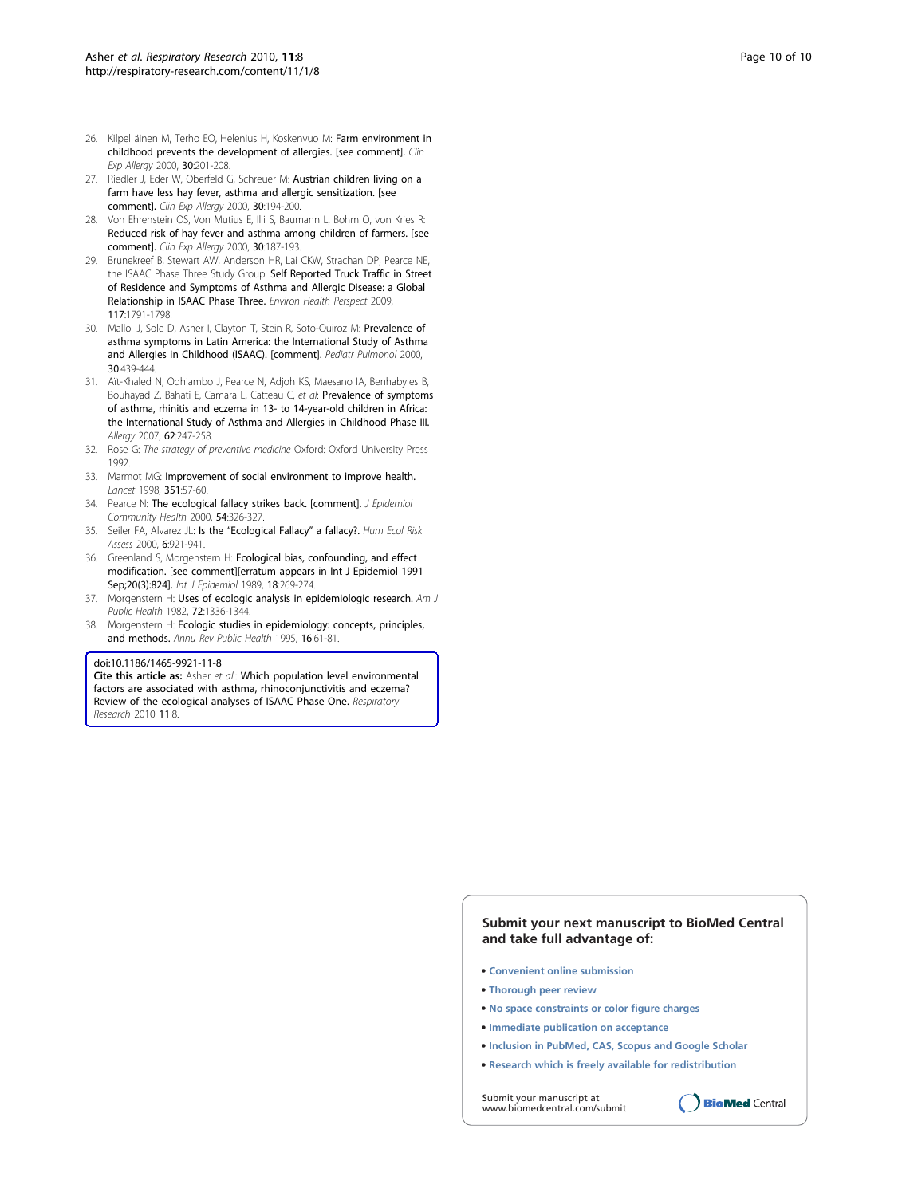26. Kilpel äinen M, Terho EO, Helenius H, Koskenvuo M: **Farm environment in childhood prevents the development of allergies. [see comment].** *Clin Exp Allergy* 2000, **30**:201-208.
27. Riedler J, Eder W, Oberfeld G, Schreuer M: **Austrian children living on a farm have less hay fever, asthma and allergic sensitization. [see comment].** *Clin Exp Allergy* 2000, **30**:194-200.
28. Von Ehrenstein OS, Von Mutius E, Illi S, Baumann L, Bohm O, von Kries R: **Reduced risk of hay fever and asthma among children of farmers. [see comment].** *Clin Exp Allergy* 2000, **30**:187-193.
29. Brunekreef B, Stewart AW, Anderson HR, Lai CKW, Strachan DP, Pearce NE, the ISAAC Phase Three Study Group: **Self Reported Truck Traffic in Street of Residence and Symptoms of Asthma and Allergic Disease: a Global Relationship in ISAAC Phase Three.** *Environ Health Perspect* 2009, **117**:1791-1798.
30. Mallol J, Sole D, Asher I, Clayton T, Stein R, Soto-Quiroz M: **Prevalence of asthma symptoms in Latin America: the International Study of Asthma and Allergies in Childhood (ISAAC). [comment].** *Pediatr Pulmonol* 2000, **30**:439-444.
31. Aït-Khaled N, Odhiambo J, Pearce N, Adjoh KS, Maesano IA, Benhabyles B, Bouhayad Z, Bahati E, Camara L, Catteau C, *et al*: **Prevalence of symptoms of asthma, rhinitis and eczema in 13- to 14-year-old children in Africa: the International Study of Asthma and Allergies in Childhood Phase III.** *Allergy* 2007, **62**:247-258.
32. Rose G: *The strategy of preventive medicine* Oxford: Oxford University Press 1992.
33. Marmot MG: **Improvement of social environment to improve health.** *Lancet* 1998, **351**:57-60.
34. Pearce N: **The ecological fallacy strikes back. [comment].** *J Epidemiol Community Health* 2000, **54**:326-327.
35. Seiler FA, Alvarez JL: **Is the "Ecological Fallacy" a fallacy?.** *Hum Ecol Risk Assess* 2000, **6**:921-941.
36. Greenland S, Morgenstern H: **Ecological bias, confounding, and effect modification. [see comment][erratum appears in Int J Epidemiol 1991 Sep;20(3):824].** *Int J Epidemiol* 1989, **18**:269-274.
37. Morgenstern H: **Uses of ecologic analysis in epidemiologic research.** *Am J Public Health* 1982, **72**:1336-1344.
38. Morgenstern H: **Ecologic studies in epidemiology: concepts, principles, and methods.** *Annu Rev Public Health* 1995, **16**:61-81.

doi:10.1186/1465-9921-11-8

**Cite this article as:** Asher *et al.*: Which population level environmental factors are associated with asthma, rhinoconjunctivitis and eczema? Review of the ecological analyses of ISAAC Phase One. *Respiratory Research* 2010 **11**:8.

**Submit your next manuscript to BioMed Central and take full advantage of:**

- **Convenient online submission**
- **Thorough peer review**
- **No space constraints or color figure charges**
- **Immediate publication on acceptance**
- **Inclusion in PubMed, CAS, Scopus and Google Scholar**
- **Research which is freely available for redistribution**

Submit your manuscript at www.biomedcentral.com/submit

BioMed Central